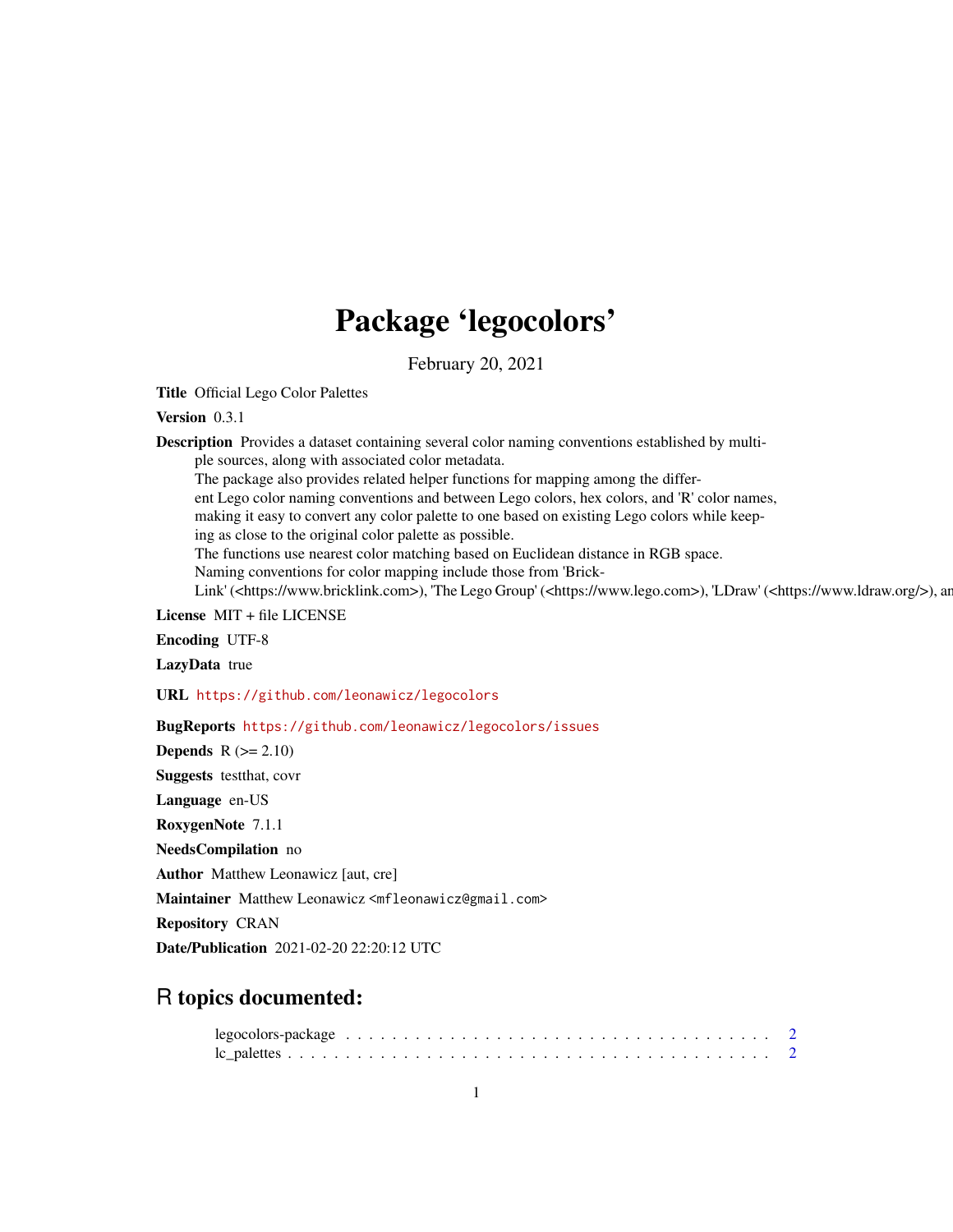# Package 'legocolors'

February 20, 2021

**Title** Official Lego Color Palettes

**Version** 0.3.1

**Description** Provides a dataset containing several color naming conventions established by multiple sources, along with associated color metadata.
The package also provides related helper functions for mapping among the different Lego color naming conventions and between Lego colors, hex colors, and 'R' color names, making it easy to convert any color palette to one based on existing Lego colors while keeping as close to the original color palette as possible.
The functions use nearest color matching based on Euclidean distance in RGB space.
Naming conventions for color mapping include those from 'BrickLink' (<https://www.bricklink.com>), 'The Lego Group' (<https://www.lego.com>), 'LDraw' (<https://www.ldraw.org/>), an

**License** MIT + file LICENSE

**Encoding** UTF-8

**LazyData** true

**URL** https://github.com/leonawicz/legocolors

**BugReports** https://github.com/leonawicz/legocolors/issues

**Depends** R (>= 2.10)

**Suggests** testthat, covr

**Language** en-US

**RoxygenNote** 7.1.1

**NeedsCompilation** no

**Author** Matthew Leonawicz [aut, cre]

**Maintainer** Matthew Leonawicz <mfleonawicz@gmail.com>

**Repository** CRAN

**Date/Publication** 2021-02-20 22:20:12 UTC

## R topics documented:

legocolors-package . . . . . . . . . . . . . . . . . . . . . . . . . . . . . . . . . . . . 2
lc_palettes . . . . . . . . . . . . . . . . . . . . . . . . . . . . . . . . . . . . . . . . 2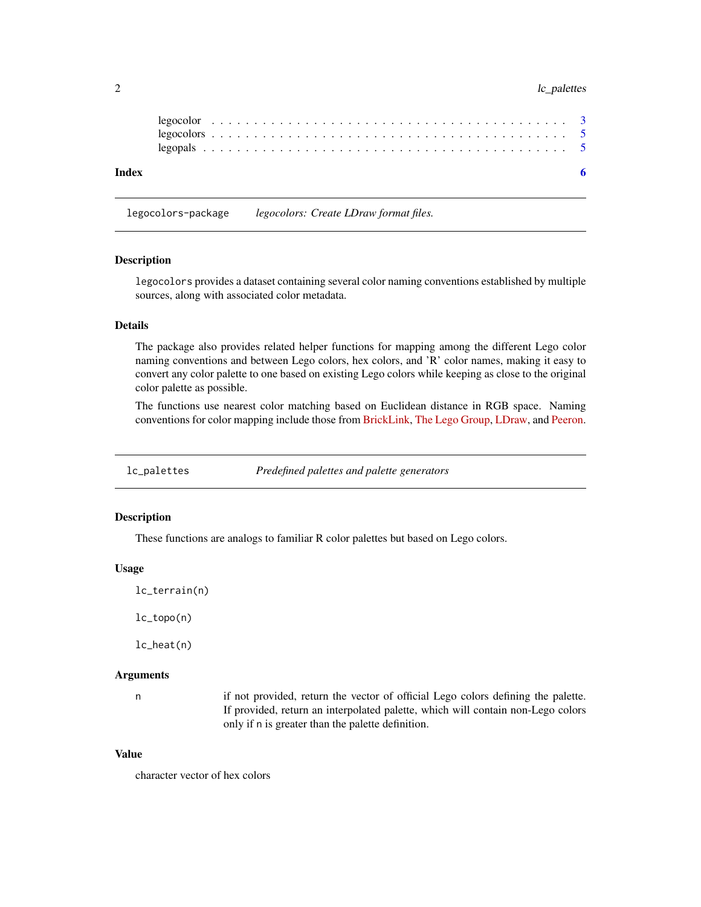legocolor . . . . . . . . . . . . . . . . . . . . . . . . . . . . . . . . . . . . . . . . . 3
legocolors . . . . . . . . . . . . . . . . . . . . . . . . . . . . . . . . . . . . . . . . . 5
legopals . . . . . . . . . . . . . . . . . . . . . . . . . . . . . . . . . . . . . . . . . . 5

**Index** **6**

---

`legocolors-package` *legocolors: Create LDraw format files.*

---

### Description

`legocolors` provides a dataset containing several color naming conventions established by multiple sources, along with associated color metadata.

### Details

The package also provides related helper functions for mapping among the different Lego color naming conventions and between Lego colors, hex colors, and 'R' color names, making it easy to convert any color palette to one based on existing Lego colors while keeping as close to the original color palette as possible.

The functions use nearest color matching based on Euclidean distance in RGB space. Naming conventions for color mapping include those from BrickLink, The Lego Group, LDraw, and Peeron.

---

`lc_palettes` *Predefined palettes and palette generators*

---

### Description

These functions are analogs to familiar R color palettes but based on Lego colors.

### Usage

```
lc_terrain(n)

lc_topo(n)

lc_heat(n)
```

### Arguments

| | |
|---|---|
| n | if not provided, return the vector of official Lego colors defining the palette. If provided, return an interpolated palette, which will contain non-Lego colors only if `n` is greater than the palette definition. |

### Value

character vector of hex colors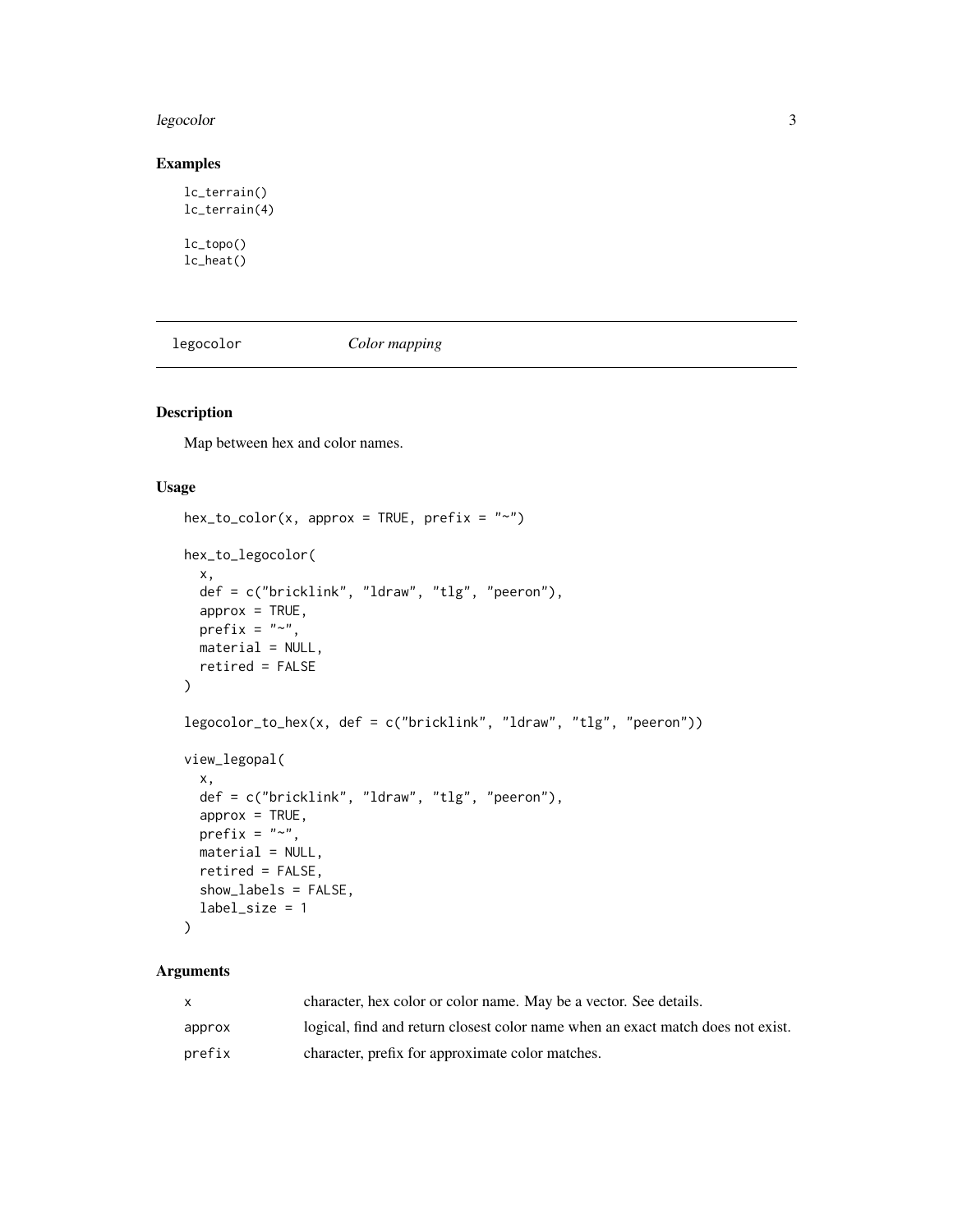## Examples

```
lc_terrain()
lc_terrain(4)

lc_topo()
lc_heat()
```

---

## legocolor *Color mapping*

---

### Description

Map between hex and color names.

### Usage

```
hex_to_color(x, approx = TRUE, prefix = "~")

hex_to_legocolor(
  x,
  def = c("bricklink", "ldraw", "tlg", "peeron"),
  approx = TRUE,
  prefix = "~",
  material = NULL,
  retired = FALSE
)

legocolor_to_hex(x, def = c("bricklink", "ldraw", "tlg", "peeron"))

view_legopal(
  x,
  def = c("bricklink", "ldraw", "tlg", "peeron"),
  approx = TRUE,
  prefix = "~",
  material = NULL,
  retired = FALSE,
  show_labels = FALSE,
  label_size = 1
)
```

### Arguments

| | |
|---|---|
| x | character, hex color or color name. May be a vector. See details. |
| approx | logical, find and return closest color name when an exact match does not exist. |
| prefix | character, prefix for approximate color matches. |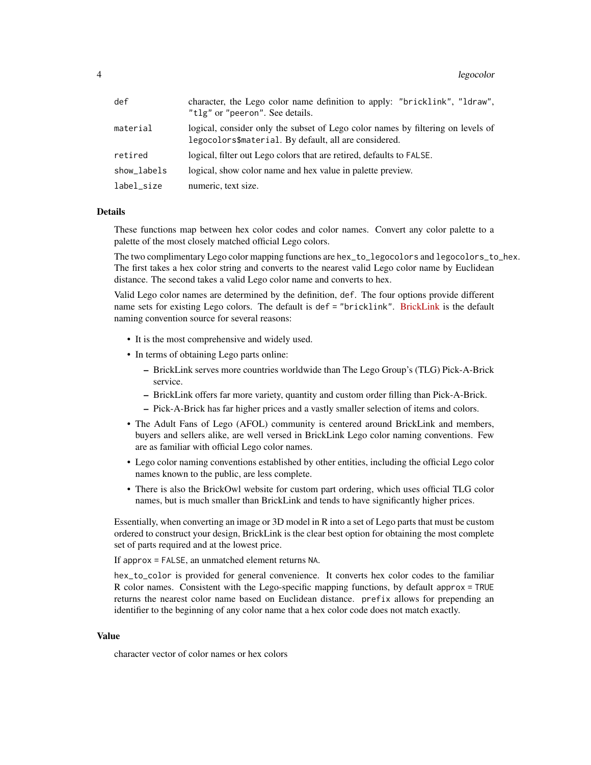| | |
|---|---|
| `def` | character, the Lego color name definition to apply: `"bricklink"`, `"ldraw"`, `"tlg"` or `"peeron"`. See details. |
| `material` | logical, consider only the subset of Lego color names by filtering on levels of `legocolors$material`. By default, all are considered. |
| `retired` | logical, filter out Lego colors that are retired, defaults to `FALSE`. |
| `show_labels` | logical, show color name and hex value in palette preview. |
| `label_size` | numeric, text size. |

## Details

These functions map between hex color codes and color names. Convert any color palette to a palette of the most closely matched official Lego colors.

The two complimentary Lego color mapping functions are `hex_to_legocolors` and `legocolors_to_hex`. The first takes a hex color string and converts to the nearest valid Lego color name by Euclidean distance. The second takes a valid Lego color name and converts to hex.

Valid Lego color names are determined by the definition, `def`. The four options provide different name sets for existing Lego colors. The default is `def = "bricklink"`. BrickLink is the default naming convention source for several reasons:

- It is the most comprehensive and widely used.
- In terms of obtaining Lego parts online:
  - BrickLink serves more countries worldwide than The Lego Group's (TLG) Pick-A-Brick service.
  - BrickLink offers far more variety, quantity and custom order filling than Pick-A-Brick.
  - Pick-A-Brick has far higher prices and a vastly smaller selection of items and colors.
- The Adult Fans of Lego (AFOL) community is centered around BrickLink and members, buyers and sellers alike, are well versed in BrickLink Lego color naming conventions. Few are as familiar with official Lego color names.
- Lego color naming conventions established by other entities, including the official Lego color names known to the public, are less complete.
- There is also the BrickOwl website for custom part ordering, which uses official TLG color names, but is much smaller than BrickLink and tends to have significantly higher prices.

Essentially, when converting an image or 3D model in R into a set of Lego parts that must be custom ordered to construct your design, BrickLink is the clear best option for obtaining the most complete set of parts required and at the lowest price.

If `approx = FALSE`, an unmatched element returns `NA`.

`hex_to_color` is provided for general convenience. It converts hex color codes to the familiar R color names. Consistent with the Lego-specific mapping functions, by default `approx = TRUE` returns the nearest color name based on Euclidean distance. `prefix` allows for prepending an identifier to the beginning of any color name that a hex color code does not match exactly.

## Value

character vector of color names or hex colors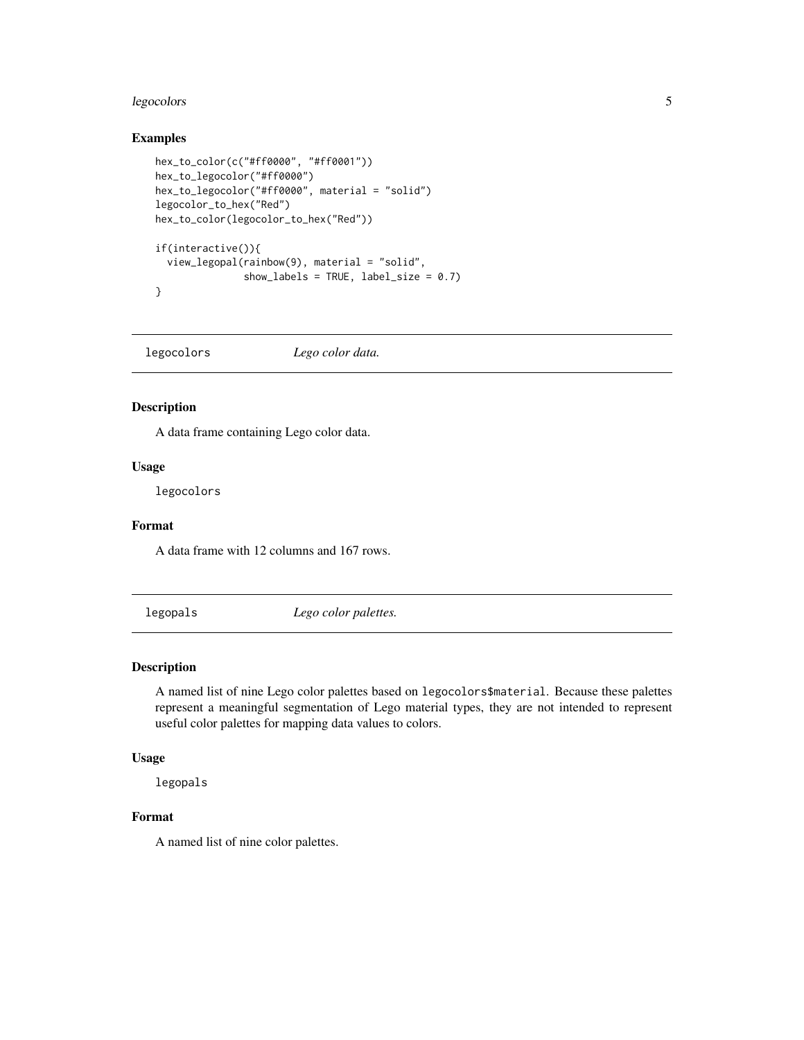### Examples

```
hex_to_color(c("#ff0000", "#ff0001"))
hex_to_legocolor("#ff0000")
hex_to_legocolor("#ff0000", material = "solid")
legocolor_to_hex("Red")
hex_to_color(legocolor_to_hex("Red"))

if(interactive()){
  view_legopal(rainbow(9), material = "solid",
               show_labels = TRUE, label_size = 0.7)
}
```

## legocolors — *Lego color data.*

### Description

A data frame containing Lego color data.

### Usage

```
legocolors
```

### Format

A data frame with 12 columns and 167 rows.

## legopals — *Lego color palettes.*

### Description

A named list of nine Lego color palettes based on `legocolors$material`. Because these palettes represent a meaningful segmentation of Lego material types, they are not intended to represent useful color palettes for mapping data values to colors.

### Usage

```
legopals
```

### Format

A named list of nine color palettes.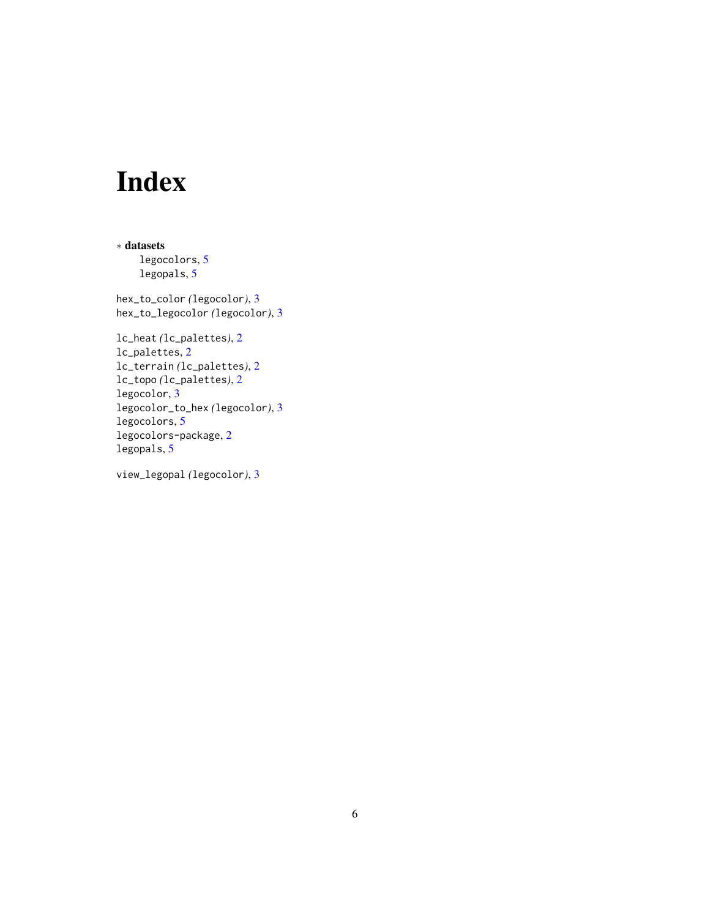# Index

∗ **datasets**

    legocolors, 5
    legopals, 5

hex_to_color *(*legocolor*)*, 3
hex_to_legocolor *(*legocolor*)*, 3

lc_heat *(*lc_palettes*)*, 2
lc_palettes, 2
lc_terrain *(*lc_palettes*)*, 2
lc_topo *(*lc_palettes*)*, 2
legocolor, 3
legocolor_to_hex *(*legocolor*)*, 3
legocolors, 5
legocolors-package, 2
legopals, 5

view_legopal *(*legocolor*)*, 3